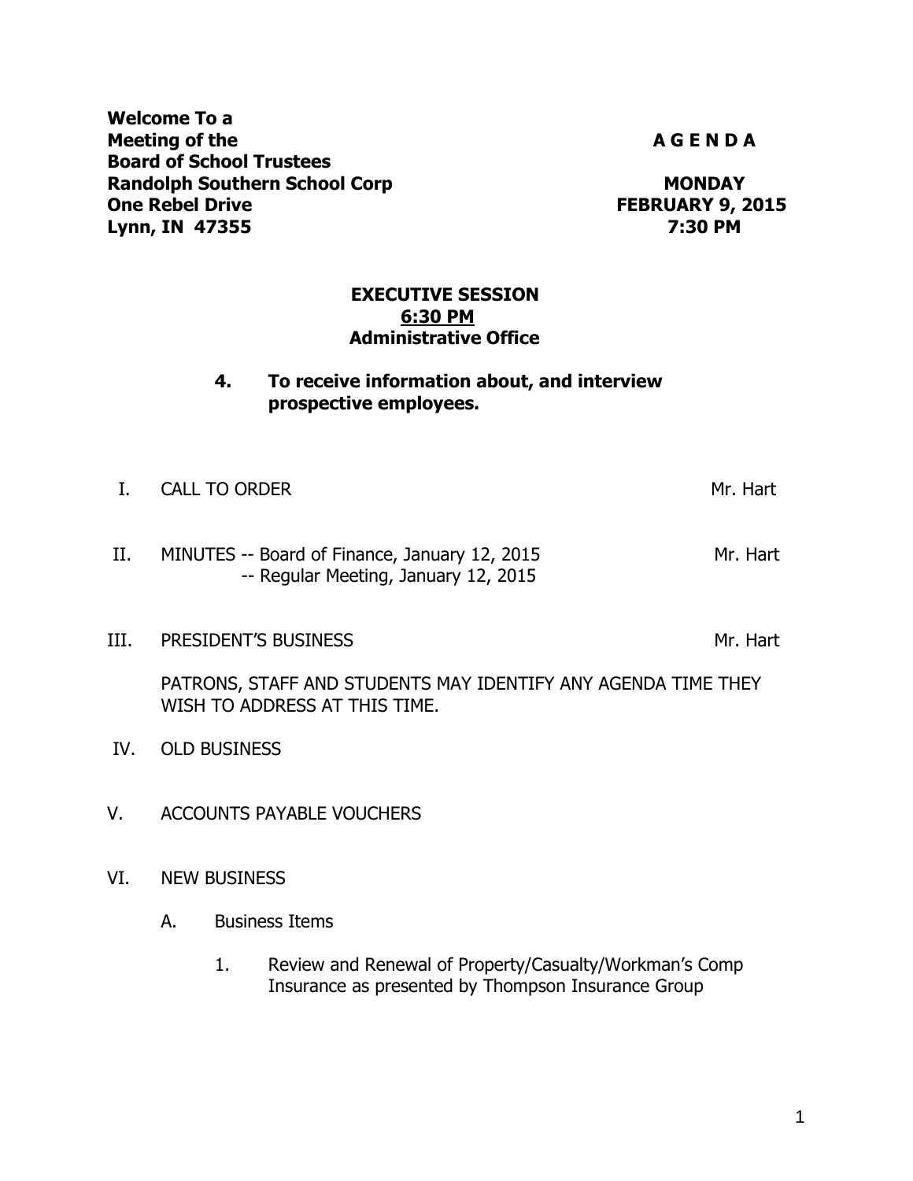**Welcome To a**
**Meeting of the**
**Board of School Trustees**
**Randolph Southern School Corp**
**One Rebel Drive**
**Lynn, IN 47355**

**A G E N D A**

**MONDAY**
**FEBRUARY 9, 2015**
**7:30 PM**

**EXECUTIVE SESSION**
**<u>6:30 PM</u>**
**Administrative Office**

**4. To receive information about, and interview prospective employees.**

I. CALL TO ORDER — Mr. Hart

II. MINUTES -- Board of Finance, January 12, 2015 — Mr. Hart
-- Regular Meeting, January 12, 2015

III. PRESIDENT'S BUSINESS — Mr. Hart

PATRONS, STAFF AND STUDENTS MAY IDENTIFY ANY AGENDA TIME THEY WISH TO ADDRESS AT THIS TIME.

IV. OLD BUSINESS

V. ACCOUNTS PAYABLE VOUCHERS

VI. NEW BUSINESS

A. Business Items

1. Review and Renewal of Property/Casualty/Workman's Comp Insurance as presented by Thompson Insurance Group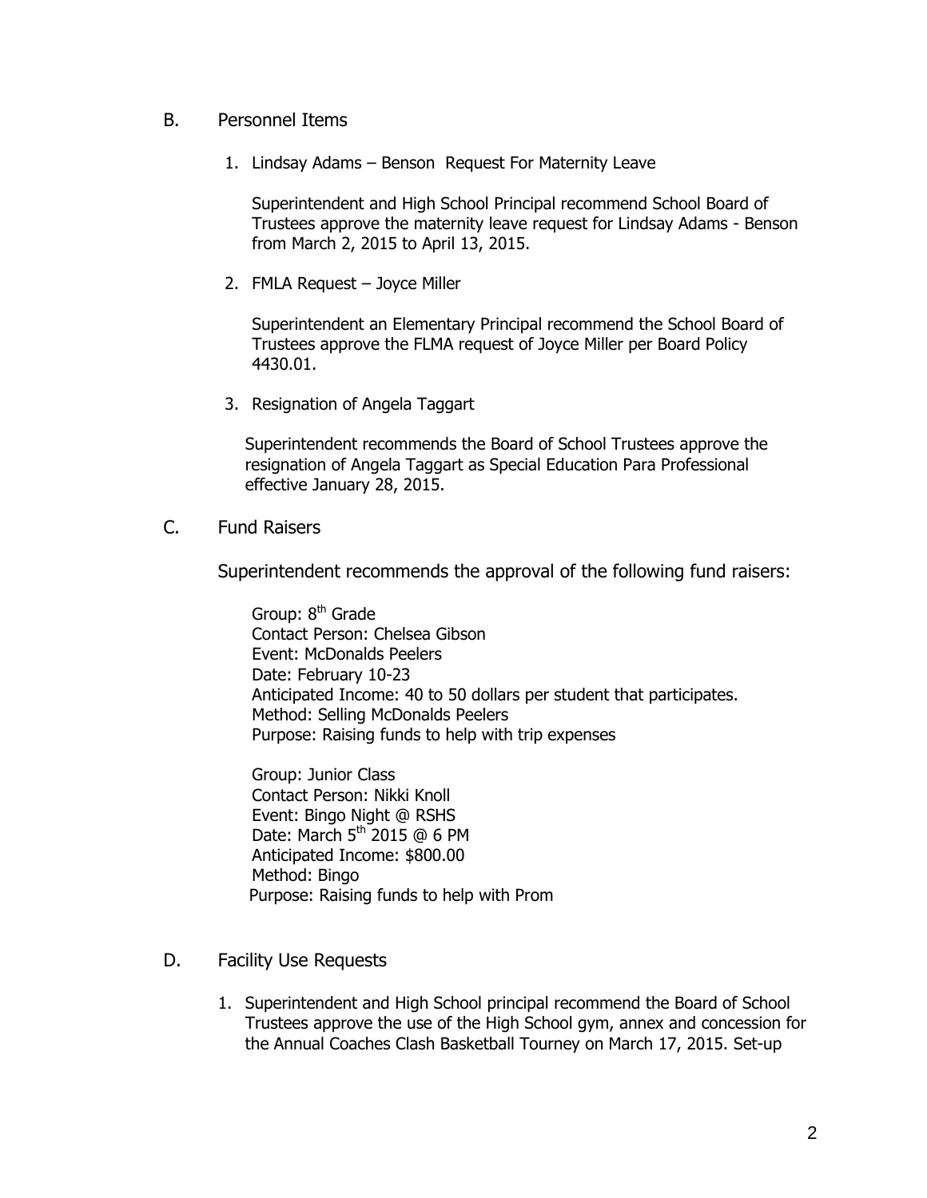B. Personnel Items

1. Lindsay Adams – Benson Request For Maternity Leave

   Superintendent and High School Principal recommend School Board of Trustees approve the maternity leave request for Lindsay Adams - Benson from March 2, 2015 to April 13, 2015.

2. FMLA Request – Joyce Miller

   Superintendent an Elementary Principal recommend the School Board of Trustees approve the FLMA request of Joyce Miller per Board Policy 4430.01.

3. Resignation of Angela Taggart

   Superintendent recommends the Board of School Trustees approve the resignation of Angela Taggart as Special Education Para Professional effective January 28, 2015.

C. Fund Raisers

Superintendent recommends the approval of the following fund raisers:

Group: 8th Grade
Contact Person: Chelsea Gibson
Event: McDonalds Peelers
Date: February 10-23
Anticipated Income: 40 to 50 dollars per student that participates.
Method: Selling McDonalds Peelers
Purpose: Raising funds to help with trip expenses

Group: Junior Class
Contact Person: Nikki Knoll
Event: Bingo Night @ RSHS
Date: March 5th 2015 @ 6 PM
Anticipated Income: $800.00
Method: Bingo
Purpose: Raising funds to help with Prom

D. Facility Use Requests

1. Superintendent and High School principal recommend the Board of School Trustees approve the use of the High School gym, annex and concession for the Annual Coaches Clash Basketball Tourney on March 17, 2015. Set-up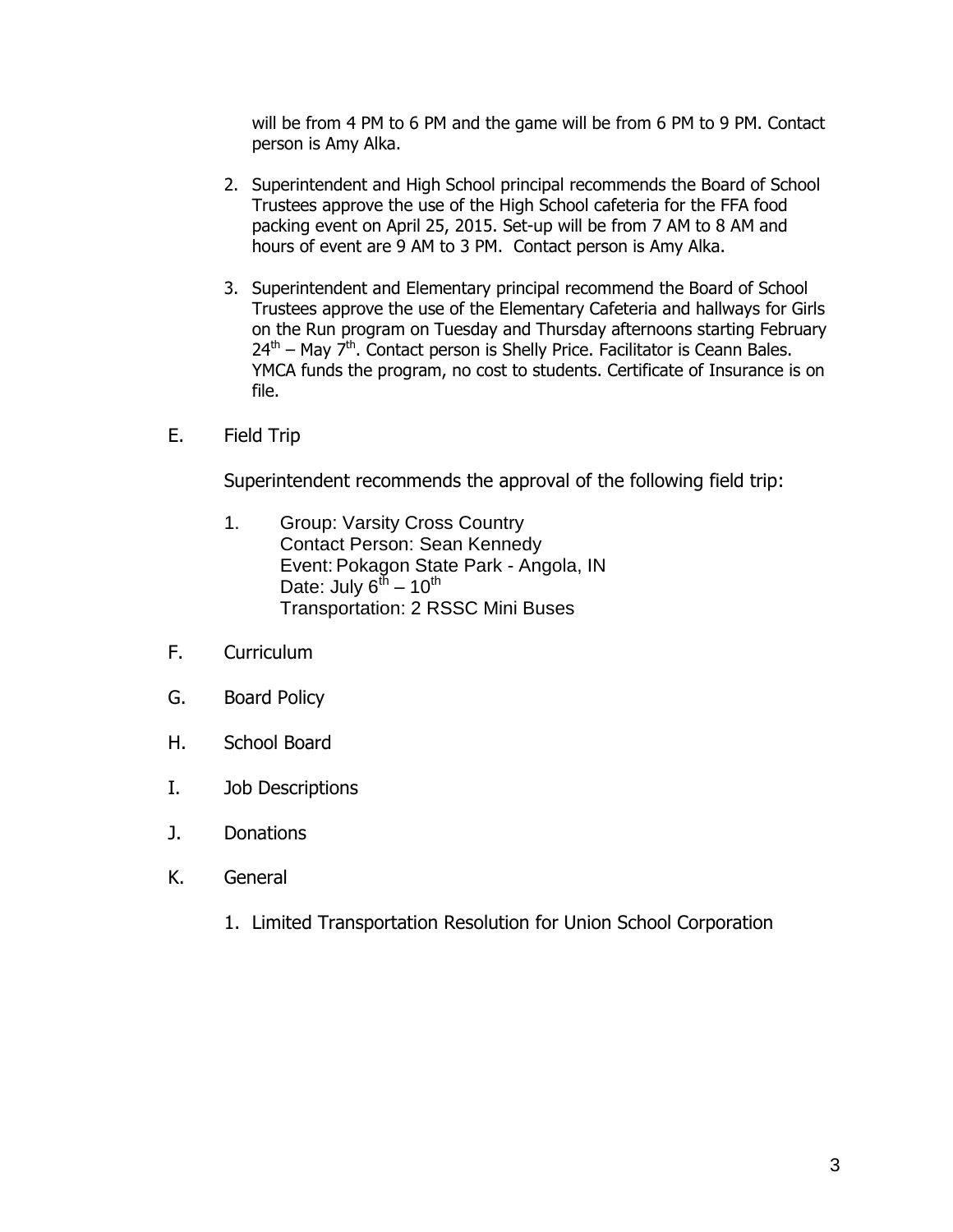will be from 4 PM to 6 PM and the game will be from 6 PM to 9 PM. Contact person is Amy Alka.

2. Superintendent and High School principal recommends the Board of School Trustees approve the use of the High School cafeteria for the FFA food packing event on April 25, 2015. Set-up will be from 7 AM to 8 AM and hours of event are 9 AM to 3 PM. Contact person is Amy Alka.

3. Superintendent and Elementary principal recommend the Board of School Trustees approve the use of the Elementary Cafeteria and hallways for Girls on the Run program on Tuesday and Thursday afternoons starting February 24th – May 7th. Contact person is Shelly Price. Facilitator is Ceann Bales. YMCA funds the program, no cost to students. Certificate of Insurance is on file.

E. Field Trip

Superintendent recommends the approval of the following field trip:

1. Group: Varsity Cross Country
   Contact Person: Sean Kennedy
   Event: Pokagon State Park - Angola, IN
   Date: July 6th – 10th
   Transportation: 2 RSSC Mini Buses

F. Curriculum

G. Board Policy

H. School Board

I. Job Descriptions

J. Donations

K. General

1. Limited Transportation Resolution for Union School Corporation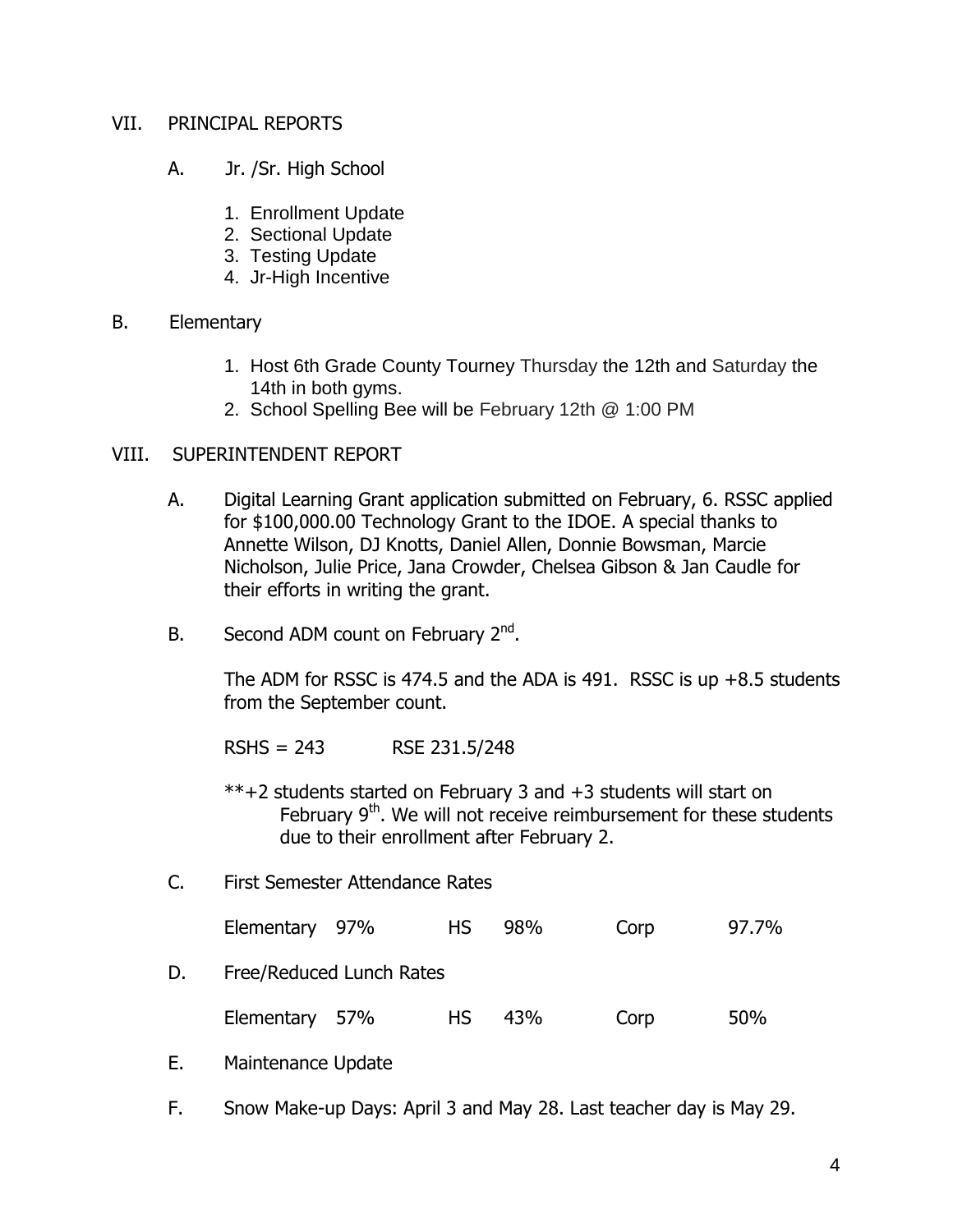## VII. PRINCIPAL REPORTS

### A. Jr. /Sr. High School

1. Enrollment Update
2. Sectional Update
3. Testing Update
4. Jr-High Incentive

### B. Elementary

1. Host 6th Grade County Tourney Thursday the 12th and Saturday the 14th in both gyms.
2. School Spelling Bee will be February 12th @ 1:00 PM

## VIII. SUPERINTENDENT REPORT

A. Digital Learning Grant application submitted on February, 6. RSSC applied for $100,000.00 Technology Grant to the IDOE. A special thanks to Annette Wilson, DJ Knotts, Daniel Allen, Donnie Bowsman, Marcie Nicholson, Julie Price, Jana Crowder, Chelsea Gibson & Jan Caudle for their efforts in writing the grant.

B. Second ADM count on February 2nd.

The ADM for RSSC is 474.5 and the ADA is 491. RSSC is up +8.5 students from the September count.

RSHS = 243 RSE 231.5/248

**+2 students started on February 3 and +3 students will start on February 9th. We will not receive reimbursement for these students due to their enrollment after February 2.

C. First Semester Attendance Rates

| Elementary | 97% | HS | 98% | Corp | 97.7% |
|---|---|---|---|---|---|

D. Free/Reduced Lunch Rates

| Elementary | 57% | HS | 43% | Corp | 50% |
|---|---|---|---|---|---|

E. Maintenance Update

F. Snow Make-up Days: April 3 and May 28. Last teacher day is May 29.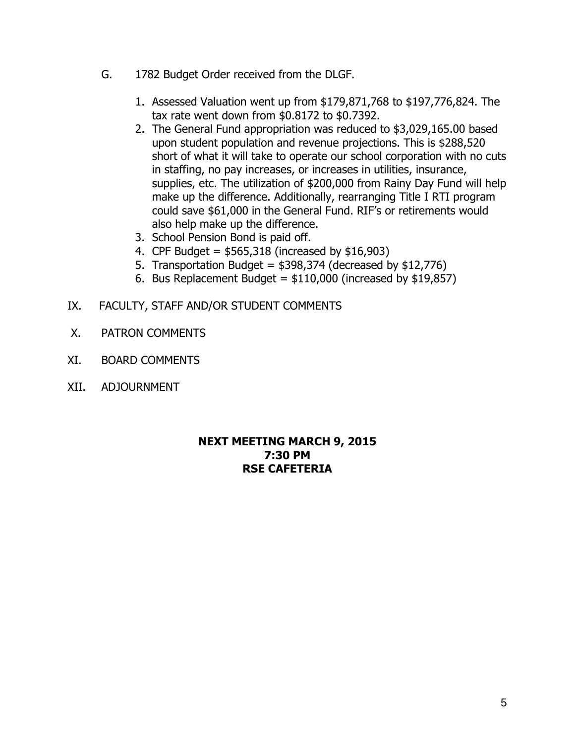G. 1782 Budget Order received from the DLGF.

1. Assessed Valuation went up from $179,871,768 to $197,776,824. The tax rate went down from $0.8172 to $0.7392.
2. The General Fund appropriation was reduced to $3,029,165.00 based upon student population and revenue projections. This is $288,520 short of what it will take to operate our school corporation with no cuts in staffing, no pay increases, or increases in utilities, insurance, supplies, etc. The utilization of $200,000 from Rainy Day Fund will help make up the difference. Additionally, rearranging Title I RTI program could save $61,000 in the General Fund. RIF's or retirements would also help make up the difference.
3. School Pension Bond is paid off.
4. CPF Budget = $565,318 (increased by $16,903)
5. Transportation Budget = $398,374 (decreased by $12,776)
6. Bus Replacement Budget = $110,000 (increased by $19,857)

IX. FACULTY, STAFF AND/OR STUDENT COMMENTS

X. PATRON COMMENTS

XI. BOARD COMMENTS

XII. ADJOURNMENT

**NEXT MEETING MARCH 9, 2015**
**7:30 PM**
**RSE CAFETERIA**